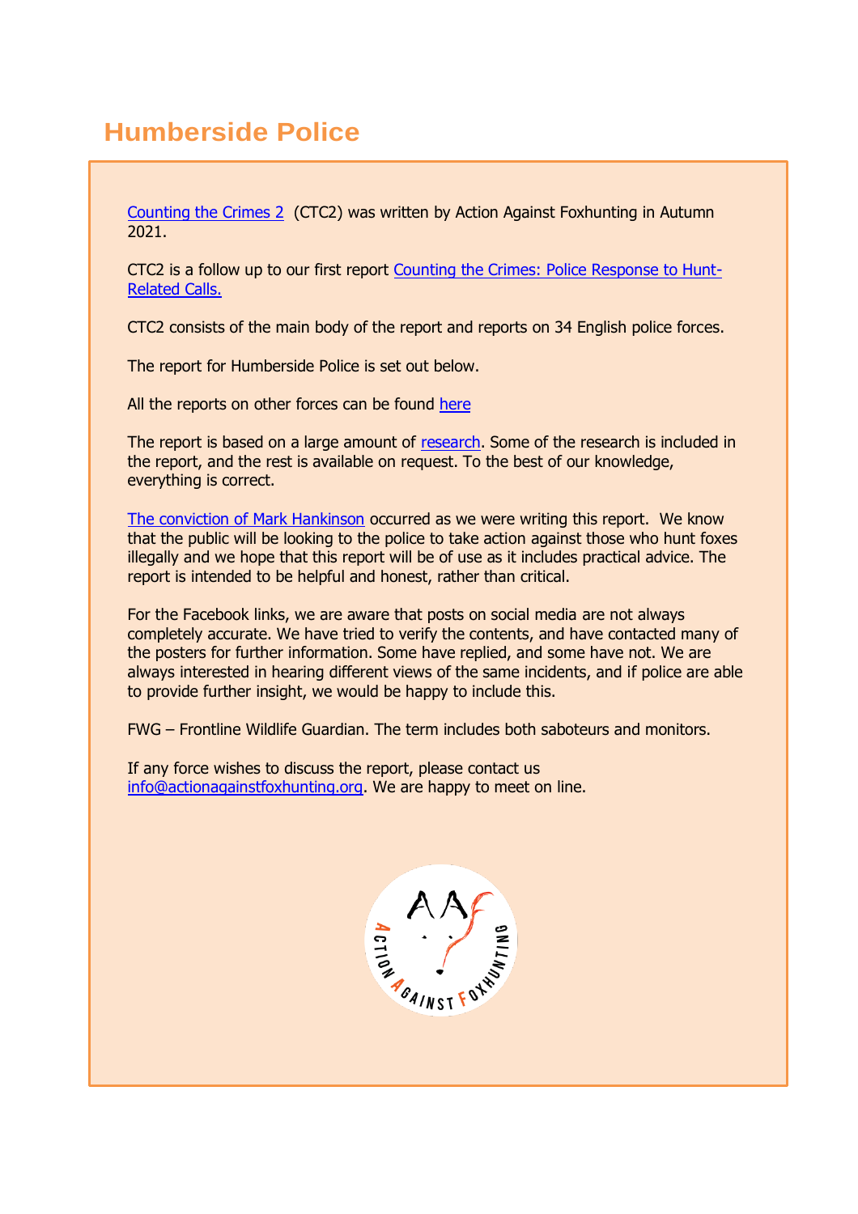# Humberside Police

Counting the Crimes 2 (CTC2) was written by Action Against Foxhunting in Autumn 2021.

CTC2 is a follow up to our first report Counting the Crimes: Police Response to Hunt-Related Calls.

CTC2 consists of the main body of the report and reports on 34 English police forces.

The report for Humberside Police is set out below.

All the reports on other forces can be found here

The report is based on a large amount of research. Some of the research is included in the report, and the rest is available on request. To the best of our knowledge, everything is correct.

The conviction of Mark Hankinson occurred as we were writing this report. We know that the public will be looking to the police to take action against those who hunt foxes illegally and we hope that this report will be of use as it includes practical advice. The report is intended to be helpful and honest, rather than critical.

For the Facebook links, we are aware that posts on social media are not always completely accurate. We have tried to verify the contents, and have contacted many of the posters for further information. Some have replied, and some have not. We are always interested in hearing different views of the same incidents, and if police are able to provide further insight, we would be happy to include this.

FWG – Frontline Wildlife Guardian. The term includes both saboteurs and monitors.

If any force wishes to discuss the report, please contact us info@actionagainstfoxhunting.org. We are happy to meet on line.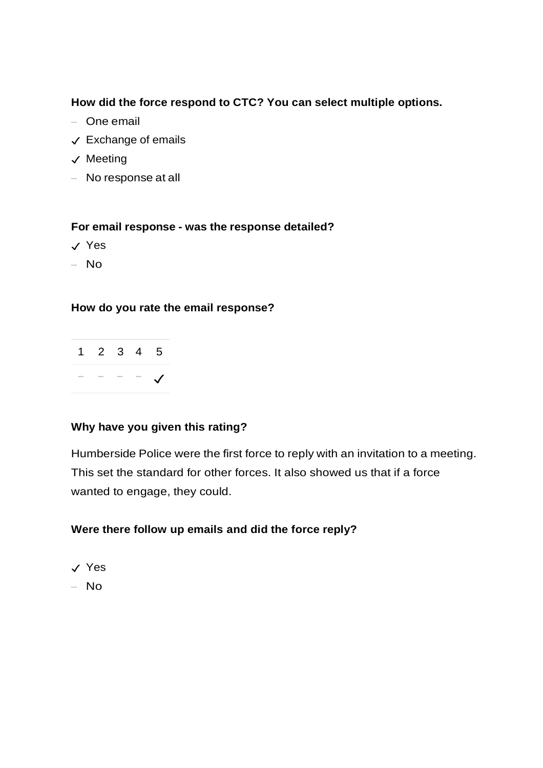**How did the force respond to CTC? You can select multiple options.**

- – One email
- ✓ Exchange of emails
- ✓ Meeting
- – No response at all

**For email response - was the response detailed?**

- ✓ Yes
- – No

**How do you rate the email response?**

| 1 | 2 | 3 | 4 | 5 |
|---|---|---|---|---|
| – | – | – | – | ✓ |

**Why have you given this rating?**

Humberside Police were the first force to reply with an invitation to a meeting. This set the standard for other forces. It also showed us that if a force wanted to engage, they could.

**Were there follow up emails and did the force reply?**

- ✓ Yes
- – No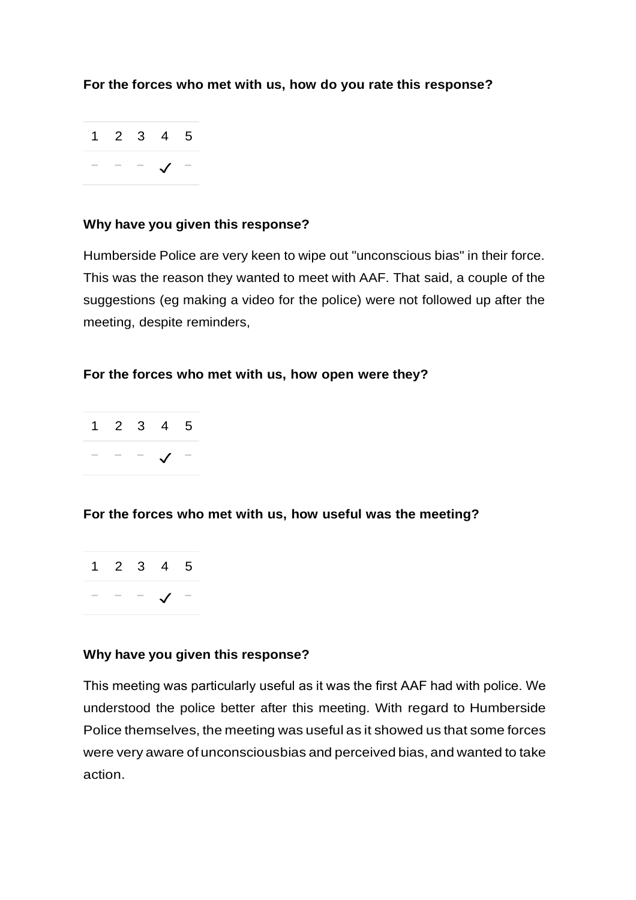**For the forces who met with us, how do you rate this response?**

| 1 | 2 | 3 | 4 | 5 |
|---|---|---|---|---|
| – | – | – | ✓ | – |

**Why have you given this response?**

Humberside Police are very keen to wipe out "unconscious bias" in their force. This was the reason they wanted to meet with AAF. That said, a couple of the suggestions (eg making a video for the police) were not followed up after the meeting, despite reminders,

**For the forces who met with us, how open were they?**

| 1 | 2 | 3 | 4 | 5 |
|---|---|---|---|---|
| – | – | – | ✓ | – |

**For the forces who met with us, how useful was the meeting?**

| 1 | 2 | 3 | 4 | 5 |
|---|---|---|---|---|
| – | – | – | ✓ | – |

**Why have you given this response?**

This meeting was particularly useful as it was the first AAF had with police. We understood the police better after this meeting. With regard to Humberside Police themselves, the meeting was useful as it showed us that some forces were very aware of unconsciousbias and perceived bias, and wanted to take action.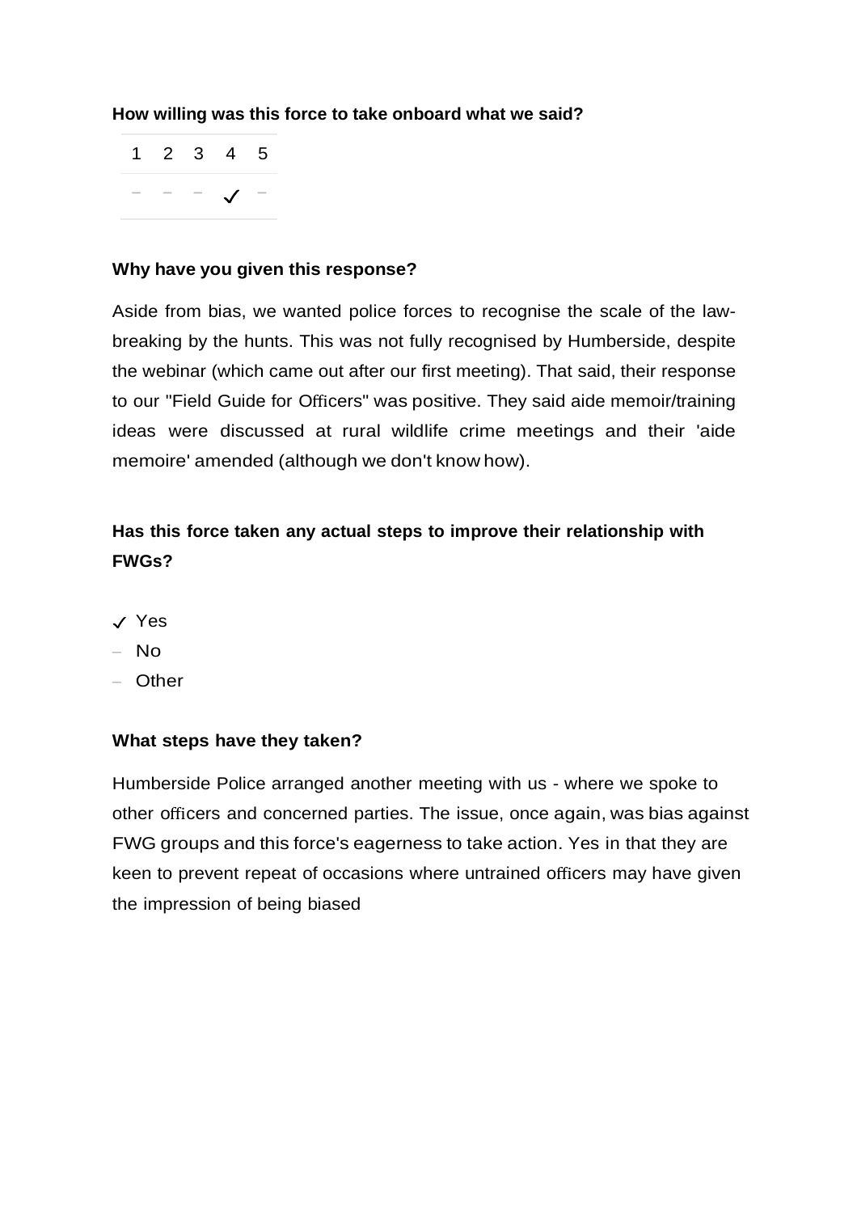**How willing was this force to take onboard what we said?**

| 1 | 2 | 3 | 4 | 5 |
|---|---|---|---|---|
| – | – | – | ✓ | – |

**Why have you given this response?**

Aside from bias, we wanted police forces to recognise the scale of the law-breaking by the hunts. This was not fully recognised by Humberside, despite the webinar (which came out after our first meeting). That said, their response to our "Field Guide for Officers" was positive. They said aide memoir/training ideas were discussed at rural wildlife crime meetings and their 'aide memoire' amended (although we don't know how).

**Has this force taken any actual steps to improve their relationship with FWGs?**

- ✓ Yes
- – No
- – Other

**What steps have they taken?**

Humberside Police arranged another meeting with us - where we spoke to other officers and concerned parties. The issue, once again, was bias against FWG groups and this force's eagerness to take action. Yes in that they are keen to prevent repeat of occasions where untrained officers may have given the impression of being biased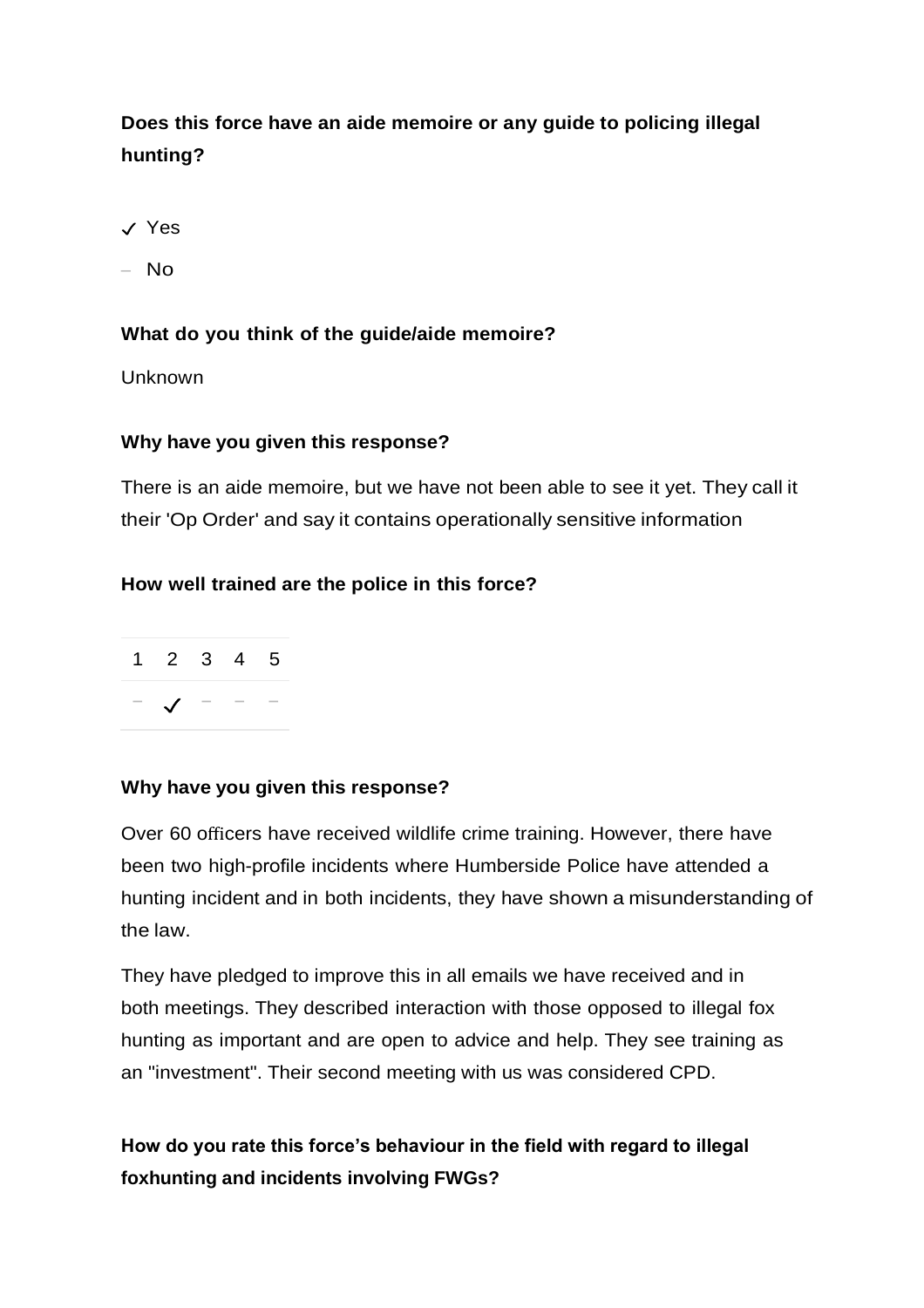**Does this force have an aide memoire or any guide to policing illegal hunting?**

- ✓ Yes
- – No

**What do you think of the guide/aide memoire?**

Unknown

**Why have you given this response?**

There is an aide memoire, but we have not been able to see it yet. They call it their 'Op Order' and say it contains operationally sensitive information

**How well trained are the police in this force?**

| 1 | 2 | 3 | 4 | 5 |
|---|---|---|---|---|
| – | ✓ | – | – | – |

**Why have you given this response?**

Over 60 officers have received wildlife crime training. However, there have been two high-profile incidents where Humberside Police have attended a hunting incident and in both incidents, they have shown a misunderstanding of the law.

They have pledged to improve this in all emails we have received and in both meetings. They described interaction with those opposed to illegal fox hunting as important and are open to advice and help. They see training as an "investment". Their second meeting with us was considered CPD.

**How do you rate this force's behaviour in the field with regard to illegal foxhunting and incidents involving FWGs?**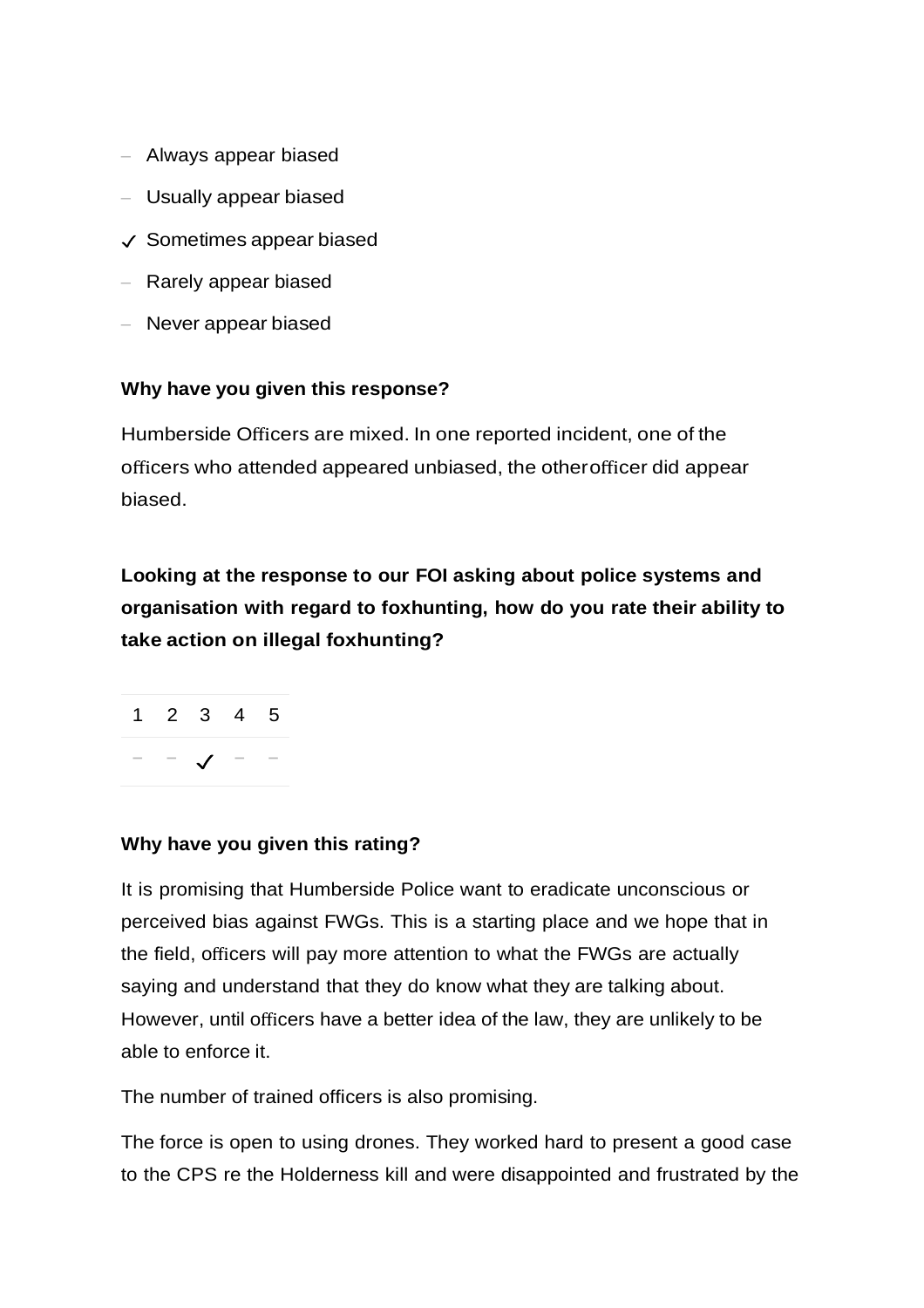- – Always appear biased
- – Usually appear biased
- ✓ Sometimes appear biased
- – Rarely appear biased
- – Never appear biased

**Why have you given this response?**

Humberside Officers are mixed. In one reported incident, one of the officers who attended appeared unbiased, the otherofficer did appear biased.

**Looking at the response to our FOI asking about police systems and organisation with regard to foxhunting, how do you rate their ability to take action on illegal foxhunting?**

| 1 | 2 | 3 | 4 | 5 |
|---|---|---|---|---|
| – | – | ✓ | – | – |

**Why have you given this rating?**

It is promising that Humberside Police want to eradicate unconscious or perceived bias against FWGs. This is a starting place and we hope that in the field, officers will pay more attention to what the FWGs are actually saying and understand that they do know what they are talking about. However, until officers have a better idea of the law, they are unlikely to be able to enforce it.

The number of trained officers is also promising.

The force is open to using drones. They worked hard to present a good case to the CPS re the Holderness kill and were disappointed and frustrated by the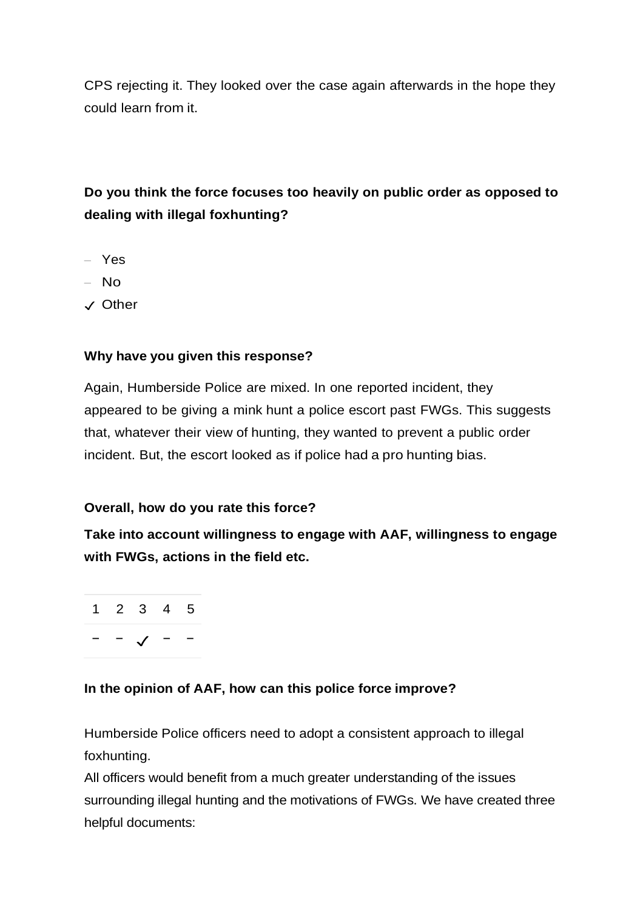CPS rejecting it. They looked over the case again afterwards in the hope they could learn from it.

**Do you think the force focuses too heavily on public order as opposed to dealing with illegal foxhunting?**

- – Yes
- – No
- ✓ Other

**Why have you given this response?**

Again, Humberside Police are mixed. In one reported incident, they appeared to be giving a mink hunt a police escort past FWGs. This suggests that, whatever their view of hunting, they wanted to prevent a public order incident. But, the escort looked as if police had a pro hunting bias.

**Overall, how do you rate this force?**

**Take into account willingness to engage with AAF, willingness to engage with FWGs, actions in the field etc.**

| 1 | 2 | 3 | 4 | 5 |
|---|---|---|---|---|
| – | – | ✓ | – | – |

**In the opinion of AAF, how can this police force improve?**

Humberside Police officers need to adopt a consistent approach to illegal foxhunting.
All officers would benefit from a much greater understanding of the issues surrounding illegal hunting and the motivations of FWGs. We have created three helpful documents: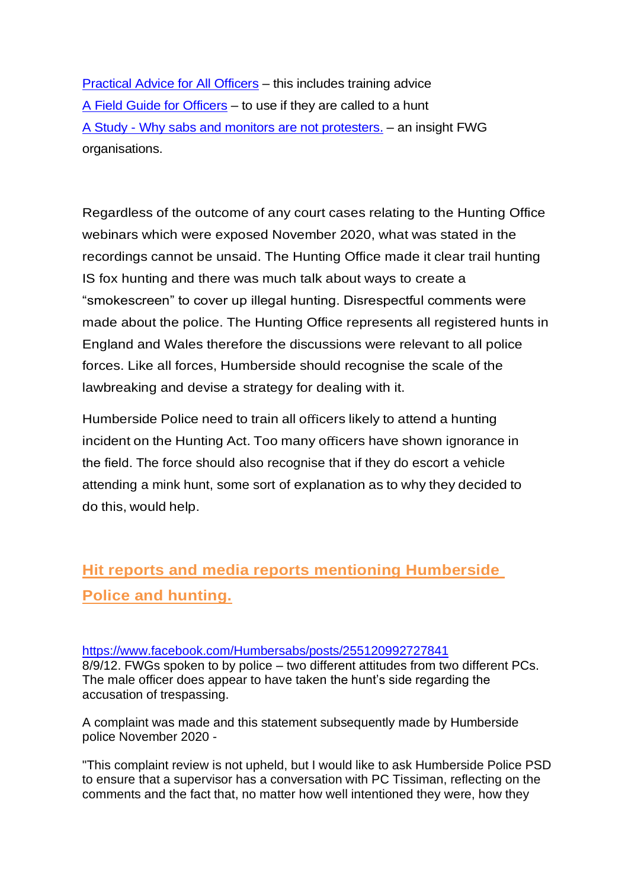[Practical Advice for All Officers]() – this includes training advice
[A Field Guide for Officers]() – to use if they are called to a hunt
[A Study - Why sabs and monitors are not protesters.]() – an insight FWG organisations.

Regardless of the outcome of any court cases relating to the Hunting Office webinars which were exposed November 2020, what was stated in the recordings cannot be unsaid. The Hunting Office made it clear trail hunting IS fox hunting and there was much talk about ways to create a "smokescreen" to cover up illegal hunting. Disrespectful comments were made about the police. The Hunting Office represents all registered hunts in England and Wales therefore the discussions were relevant to all police forces. Like all forces, Humberside should recognise the scale of the lawbreaking and devise a strategy for dealing with it.

Humberside Police need to train all officers likely to attend a hunting incident on the Hunting Act. Too many officers have shown ignorance in the field. The force should also recognise that if they do escort a vehicle attending a mink hunt, some sort of explanation as to why they decided to do this, would help.

## Hit reports and media reports mentioning Humberside Police and hunting.

https://www.facebook.com/Humbersabs/posts/255120992727841
8/9/12. FWGs spoken to by police – two different attitudes from two different PCs. The male officer does appear to have taken the hunt's side regarding the accusation of trespassing.

A complaint was made and this statement subsequently made by Humberside police November 2020 -

"This complaint review is not upheld, but I would like to ask Humberside Police PSD to ensure that a supervisor has a conversation with PC Tissiman, reflecting on the comments and the fact that, no matter how well intentioned they were, how they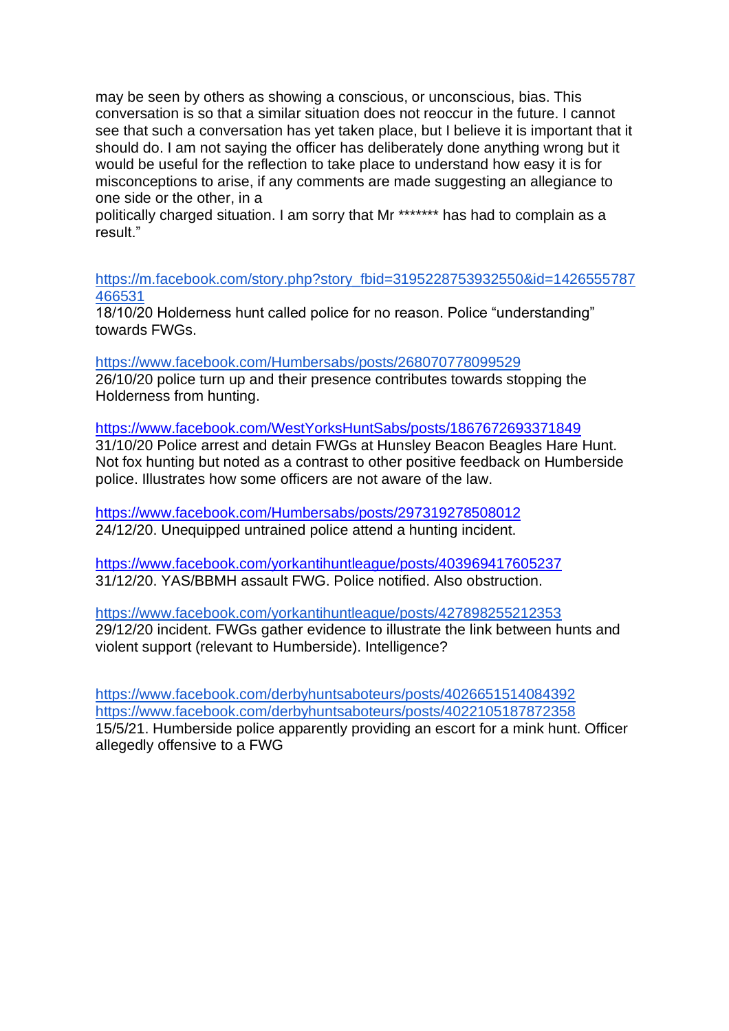may be seen by others as showing a conscious, or unconscious, bias. This conversation is so that a similar situation does not reoccur in the future. I cannot see that such a conversation has yet taken place, but I believe it is important that it should do. I am not saying the officer has deliberately done anything wrong but it would be useful for the reflection to take place to understand how easy it is for misconceptions to arise, if any comments are made suggesting an allegiance to one side or the other, in a
politically charged situation. I am sorry that Mr ******* has had to complain as a result."

https://m.facebook.com/story.php?story_fbid=3195228753932550&id=1426555787466531
18/10/20 Holderness hunt called police for no reason. Police "understanding" towards FWGs.

https://www.facebook.com/Humbersabs/posts/268070778099529
26/10/20 police turn up and their presence contributes towards stopping the Holderness from hunting.

https://www.facebook.com/WestYorksHuntSabs/posts/1867672693371849
31/10/20 Police arrest and detain FWGs at Hunsley Beacon Beagles Hare Hunt. Not fox hunting but noted as a contrast to other positive feedback on Humberside police. Illustrates how some officers are not aware of the law.

https://www.facebook.com/Humbersabs/posts/297319278508012
24/12/20. Unequipped untrained police attend a hunting incident.

https://www.facebook.com/yorkantihuntleague/posts/403969417605237
31/12/20. YAS/BBMH assault FWG. Police notified. Also obstruction.

https://www.facebook.com/yorkantihuntleague/posts/427898255212353
29/12/20 incident. FWGs gather evidence to illustrate the link between hunts and violent support (relevant to Humberside). Intelligence?

https://www.facebook.com/derbyhuntsaboteurs/posts/4026651514084392
https://www.facebook.com/derbyhuntsaboteurs/posts/4022105187872358
15/5/21. Humberside police apparently providing an escort for a mink hunt. Officer allegedly offensive to a FWG